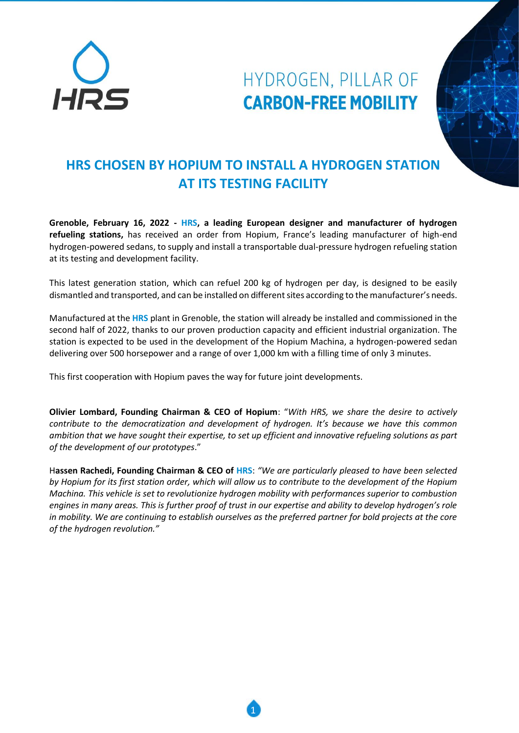HYDROGEN, PILLAR OF
**CARBON-FREE MOBILITY**

# HRS CHOSEN BY HOPIUM TO INSTALL A HYDROGEN STATION AT ITS TESTING FACILITY

**Grenoble, February 16, 2022 - HRS, a leading European designer and manufacturer of hydrogen refueling stations,** has received an order from Hopium, France's leading manufacturer of high-end hydrogen-powered sedans, to supply and install a transportable dual-pressure hydrogen refueling station at its testing and development facility.

This latest generation station, which can refuel 200 kg of hydrogen per day, is designed to be easily dismantled and transported, and can be installed on different sites according to the manufacturer's needs.

Manufactured at the **HRS** plant in Grenoble, the station will already be installed and commissioned in the second half of 2022, thanks to our proven production capacity and efficient industrial organization. The station is expected to be used in the development of the Hopium Machina, a hydrogen-powered sedan delivering over 500 horsepower and a range of over 1,000 km with a filling time of only 3 minutes.

This first cooperation with Hopium paves the way for future joint developments.

**Olivier Lombard, Founding Chairman & CEO of Hopium**: "*With HRS, we share the desire to actively contribute to the democratization and development of hydrogen. It's because we have this common ambition that we have sought their expertise, to set up efficient and innovative refueling solutions as part of the development of our prototypes*."

**Hassen Rachedi, Founding Chairman & CEO of HRS**: *"We are particularly pleased to have been selected by Hopium for its first station order, which will allow us to contribute to the development of the Hopium Machina. This vehicle is set to revolutionize hydrogen mobility with performances superior to combustion engines in many areas. This is further proof of trust in our expertise and ability to develop hydrogen's role in mobility. We are continuing to establish ourselves as the preferred partner for bold projects at the core of the hydrogen revolution."*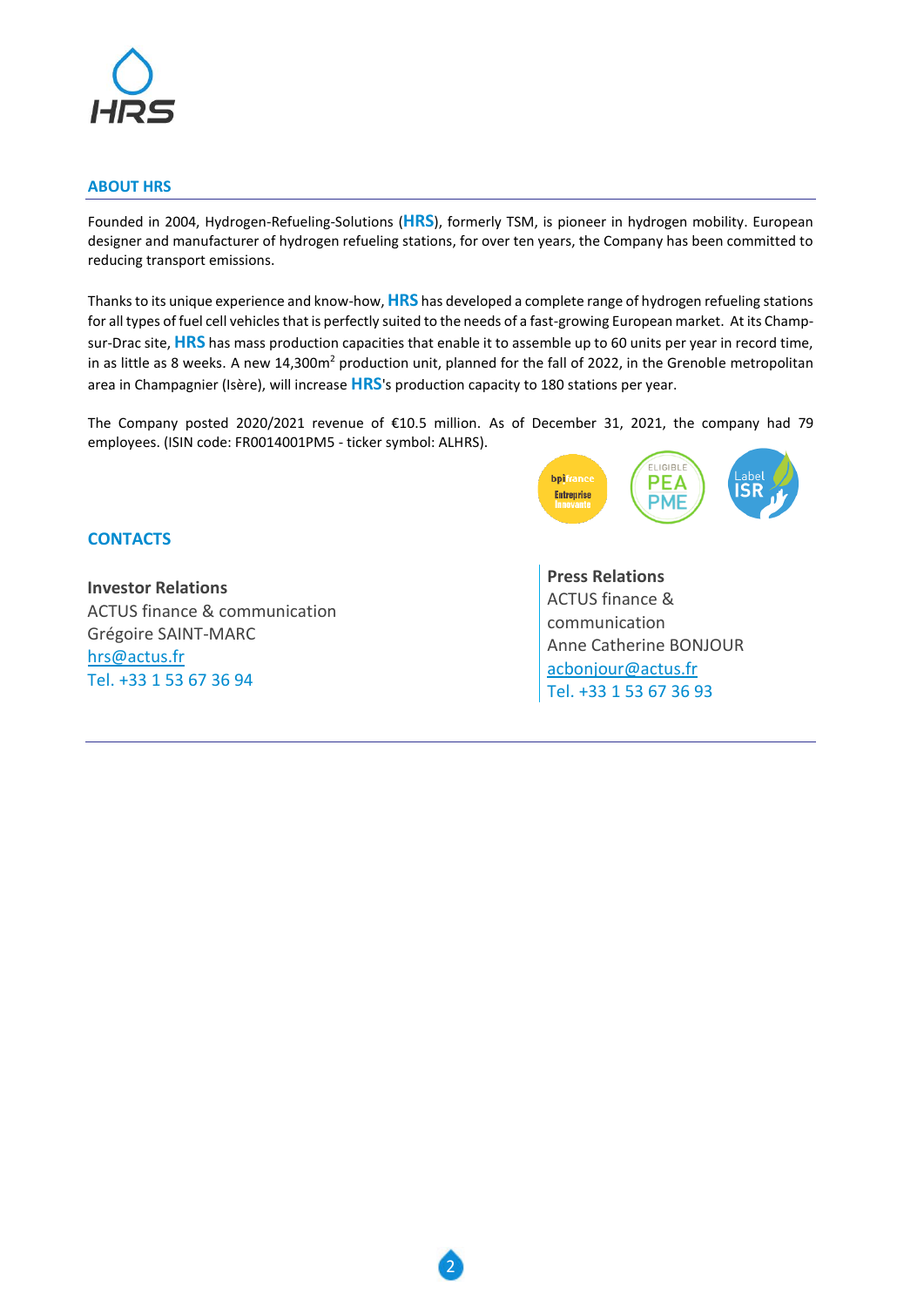## ABOUT HRS

Founded in 2004, Hydrogen-Refueling-Solutions (**HRS**), formerly TSM, is pioneer in hydrogen mobility. European designer and manufacturer of hydrogen refueling stations, for over ten years, the Company has been committed to reducing transport emissions.

Thanks to its unique experience and know-how, **HRS** has developed a complete range of hydrogen refueling stations for all types of fuel cell vehicles that is perfectly suited to the needs of a fast-growing European market. At its Champ-sur-Drac site, **HRS** has mass production capacities that enable it to assemble up to 60 units per year in record time, in as little as 8 weeks. A new 14,300m² production unit, planned for the fall of 2022, in the Grenoble metropolitan area in Champagnier (Isère), will increase **HRS**'s production capacity to 180 stations per year.

The Company posted 2020/2021 revenue of €10.5 million. As of December 31, 2021, the company had 79 employees. (ISIN code: FR0014001PM5 - ticker symbol: ALHRS).

## CONTACTS

**Investor Relations**
ACTUS finance & communication
Grégoire SAINT-MARC
hrs@actus.fr
Tel. +33 1 53 67 36 94

**Press Relations**
ACTUS finance & communication
Anne Catherine BONJOUR
acbonjour@actus.fr
Tel. +33 1 53 67 36 93